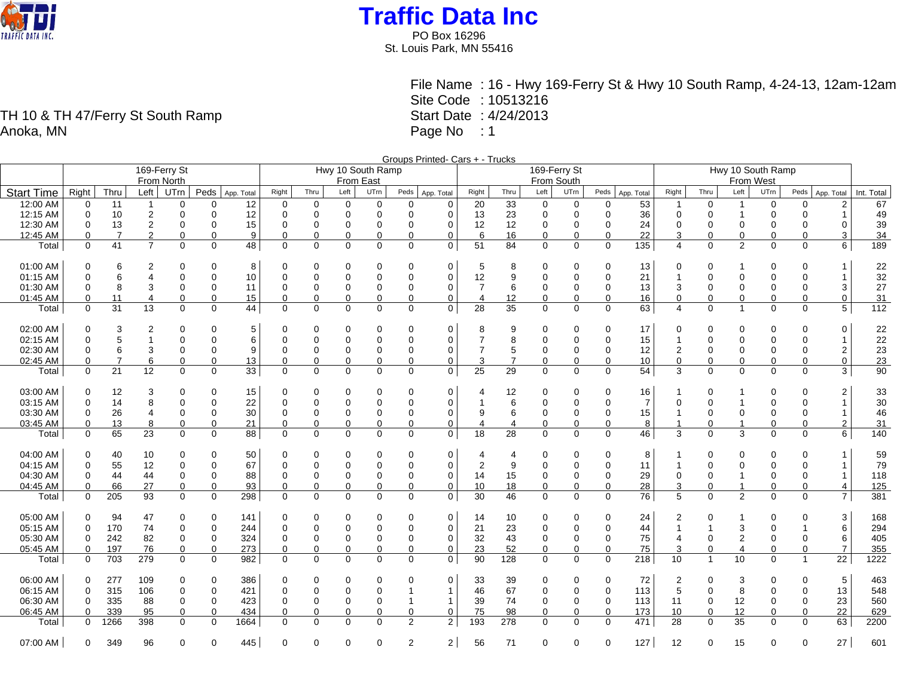# Traffic Data Inc

PO Box 16296
St. Louis Park, MN 55416

TH 10 & TH 47/Ferry St South Ramp
Anoka, MN

File Name : 16 - Hwy 169-Ferry St & Hwy 10 South Ramp, 4-24-13, 12am-12am
Site Code : 10513216
Start Date : 4/24/2013
Page No : 1

Groups Printed- Cars + - Trucks

| | 169-Ferry St From North | | | | | | Hwy 10 South Ramp From East | | | | | | 169-Ferry St From South | | | | | | Hwy 10 South Ramp From West | | | | | | |
|---|---|---|---|---|---|---|---|---|---|---|---|---|---|---|---|---|---|---|---|---|---|---|---|---|---|
| Start Time | Right | Thru | Left | UTrn | Peds | App. Total | Right | Thru | Left | UTrn | Peds | App. Total | Right | Thru | Left | UTrn | Peds | App. Total | Right | Thru | Left | UTrn | Peds | App. Total | Int. Total |
| 12:00 AM | 0 | 11 | 1 | 0 | 0 | 12 | 0 | 0 | 0 | 0 | 0 | 0 | 20 | 33 | 0 | 0 | 0 | 53 | 1 | 0 | 1 | 0 | 0 | 2 | 67 |
| 12:15 AM | 0 | 10 | 2 | 0 | 0 | 12 | 0 | 0 | 0 | 0 | 0 | 0 | 13 | 23 | 0 | 0 | 0 | 36 | 0 | 0 | 1 | 0 | 0 | 1 | 49 |
| 12:30 AM | 0 | 13 | 2 | 0 | 0 | 15 | 0 | 0 | 0 | 0 | 0 | 0 | 12 | 12 | 0 | 0 | 0 | 24 | 0 | 0 | 0 | 0 | 0 | 0 | 39 |
| 12:45 AM | 0 | 7 | 2 | 0 | 0 | 9 | 0 | 0 | 0 | 0 | 0 | 0 | 6 | 16 | 0 | 0 | 0 | 22 | 3 | 0 | 0 | 0 | 0 | 3 | 34 |
| Total | 0 | 41 | 7 | 0 | 0 | 48 | 0 | 0 | 0 | 0 | 0 | 0 | 51 | 84 | 0 | 0 | 0 | 135 | 4 | 0 | 2 | 0 | 0 | 6 | 189 |
| | | | | | | | | | | | | | | | | | | | | | | | | | |
| 01:00 AM | 0 | 6 | 2 | 0 | 0 | 8 | 0 | 0 | 0 | 0 | 0 | 0 | 5 | 8 | 0 | 0 | 0 | 13 | 0 | 0 | 1 | 0 | 0 | 1 | 22 |
| 01:15 AM | 0 | 6 | 4 | 0 | 0 | 10 | 0 | 0 | 0 | 0 | 0 | 0 | 12 | 9 | 0 | 0 | 0 | 21 | 1 | 0 | 0 | 0 | 0 | 1 | 32 |
| 01:30 AM | 0 | 8 | 3 | 0 | 0 | 11 | 0 | 0 | 0 | 0 | 0 | 0 | 7 | 6 | 0 | 0 | 0 | 13 | 3 | 0 | 0 | 0 | 0 | 3 | 27 |
| 01:45 AM | 0 | 11 | 4 | 0 | 0 | 15 | 0 | 0 | 0 | 0 | 0 | 0 | 4 | 12 | 0 | 0 | 0 | 16 | 0 | 0 | 0 | 0 | 0 | 0 | 31 |
| Total | 0 | 31 | 13 | 0 | 0 | 44 | 0 | 0 | 0 | 0 | 0 | 0 | 28 | 35 | 0 | 0 | 0 | 63 | 4 | 0 | 1 | 0 | 0 | 5 | 112 |
| | | | | | | | | | | | | | | | | | | | | | | | | | |
| 02:00 AM | 0 | 3 | 2 | 0 | 0 | 5 | 0 | 0 | 0 | 0 | 0 | 0 | 8 | 9 | 0 | 0 | 0 | 17 | 0 | 0 | 0 | 0 | 0 | 0 | 22 |
| 02:15 AM | 0 | 5 | 1 | 0 | 0 | 6 | 0 | 0 | 0 | 0 | 0 | 0 | 7 | 8 | 0 | 0 | 0 | 15 | 1 | 0 | 0 | 0 | 0 | 1 | 22 |
| 02:30 AM | 0 | 6 | 3 | 0 | 0 | 9 | 0 | 0 | 0 | 0 | 0 | 0 | 7 | 5 | 0 | 0 | 0 | 12 | 2 | 0 | 0 | 0 | 0 | 2 | 23 |
| 02:45 AM | 0 | 7 | 6 | 0 | 0 | 13 | 0 | 0 | 0 | 0 | 0 | 0 | 3 | 7 | 0 | 0 | 0 | 10 | 0 | 0 | 0 | 0 | 0 | 0 | 23 |
| Total | 0 | 21 | 12 | 0 | 0 | 33 | 0 | 0 | 0 | 0 | 0 | 0 | 25 | 29 | 0 | 0 | 0 | 54 | 3 | 0 | 0 | 0 | 0 | 3 | 90 |
| | | | | | | | | | | | | | | | | | | | | | | | | | |
| 03:00 AM | 0 | 12 | 3 | 0 | 0 | 15 | 0 | 0 | 0 | 0 | 0 | 0 | 4 | 12 | 0 | 0 | 0 | 16 | 1 | 0 | 1 | 0 | 0 | 2 | 33 |
| 03:15 AM | 0 | 14 | 8 | 0 | 0 | 22 | 0 | 0 | 0 | 0 | 0 | 0 | 1 | 6 | 0 | 0 | 0 | 7 | 0 | 0 | 1 | 0 | 0 | 1 | 30 |
| 03:30 AM | 0 | 26 | 4 | 0 | 0 | 30 | 0 | 0 | 0 | 0 | 0 | 0 | 9 | 6 | 0 | 0 | 0 | 15 | 1 | 0 | 0 | 0 | 0 | 1 | 46 |
| 03:45 AM | 0 | 13 | 8 | 0 | 0 | 21 | 0 | 0 | 0 | 0 | 0 | 0 | 4 | 4 | 0 | 0 | 0 | 8 | 1 | 0 | 1 | 0 | 0 | 2 | 31 |
| Total | 0 | 65 | 23 | 0 | 0 | 88 | 0 | 0 | 0 | 0 | 0 | 0 | 18 | 28 | 0 | 0 | 0 | 46 | 3 | 0 | 3 | 0 | 0 | 6 | 140 |
| | | | | | | | | | | | | | | | | | | | | | | | | | |
| 04:00 AM | 0 | 40 | 10 | 0 | 0 | 50 | 0 | 0 | 0 | 0 | 0 | 0 | 4 | 4 | 0 | 0 | 0 | 8 | 1 | 0 | 0 | 0 | 0 | 1 | 59 |
| 04:15 AM | 0 | 55 | 12 | 0 | 0 | 67 | 0 | 0 | 0 | 0 | 0 | 0 | 2 | 9 | 0 | 0 | 0 | 11 | 1 | 0 | 0 | 0 | 0 | 1 | 79 |
| 04:30 AM | 0 | 44 | 44 | 0 | 0 | 88 | 0 | 0 | 0 | 0 | 0 | 0 | 14 | 15 | 0 | 0 | 0 | 29 | 0 | 0 | 1 | 0 | 0 | 1 | 118 |
| 04:45 AM | 0 | 66 | 27 | 0 | 0 | 93 | 0 | 0 | 0 | 0 | 0 | 0 | 10 | 18 | 0 | 0 | 0 | 28 | 3 | 0 | 1 | 0 | 0 | 4 | 125 |
| Total | 0 | 205 | 93 | 0 | 0 | 298 | 0 | 0 | 0 | 0 | 0 | 0 | 30 | 46 | 0 | 0 | 0 | 76 | 5 | 0 | 2 | 0 | 0 | 7 | 381 |
| | | | | | | | | | | | | | | | | | | | | | | | | | |
| 05:00 AM | 0 | 94 | 47 | 0 | 0 | 141 | 0 | 0 | 0 | 0 | 0 | 0 | 14 | 10 | 0 | 0 | 0 | 24 | 2 | 0 | 1 | 0 | 0 | 3 | 168 |
| 05:15 AM | 0 | 170 | 74 | 0 | 0 | 244 | 0 | 0 | 0 | 0 | 0 | 0 | 21 | 23 | 0 | 0 | 0 | 44 | 1 | 1 | 3 | 0 | 1 | 6 | 294 |
| 05:30 AM | 0 | 242 | 82 | 0 | 0 | 324 | 0 | 0 | 0 | 0 | 0 | 0 | 32 | 43 | 0 | 0 | 0 | 75 | 4 | 0 | 2 | 0 | 0 | 6 | 405 |
| 05:45 AM | 0 | 197 | 76 | 0 | 0 | 273 | 0 | 0 | 0 | 0 | 0 | 0 | 23 | 52 | 0 | 0 | 0 | 75 | 3 | 0 | 4 | 0 | 0 | 7 | 355 |
| Total | 0 | 703 | 279 | 0 | 0 | 982 | 0 | 0 | 0 | 0 | 0 | 0 | 90 | 128 | 0 | 0 | 0 | 218 | 10 | 1 | 10 | 0 | 1 | 22 | 1222 |
| | | | | | | | | | | | | | | | | | | | | | | | | | |
| 06:00 AM | 0 | 277 | 109 | 0 | 0 | 386 | 0 | 0 | 0 | 0 | 0 | 0 | 33 | 39 | 0 | 0 | 0 | 72 | 2 | 0 | 3 | 0 | 0 | 5 | 463 |
| 06:15 AM | 0 | 315 | 106 | 0 | 0 | 421 | 0 | 0 | 0 | 0 | 1 | 1 | 46 | 67 | 0 | 0 | 0 | 113 | 5 | 0 | 8 | 0 | 0 | 13 | 548 |
| 06:30 AM | 0 | 335 | 88 | 0 | 0 | 423 | 0 | 0 | 0 | 0 | 1 | 1 | 39 | 74 | 0 | 0 | 0 | 113 | 11 | 0 | 12 | 0 | 0 | 23 | 560 |
| 06:45 AM | 0 | 339 | 95 | 0 | 0 | 434 | 0 | 0 | 0 | 0 | 0 | 0 | 75 | 98 | 0 | 0 | 0 | 173 | 10 | 0 | 12 | 0 | 0 | 22 | 629 |
| Total | 0 | 1266 | 398 | 0 | 0 | 1664 | 0 | 0 | 0 | 0 | 2 | 2 | 193 | 278 | 0 | 0 | 0 | 471 | 28 | 0 | 35 | 0 | 0 | 63 | 2200 |
| | | | | | | | | | | | | | | | | | | | | | | | | | |
| 07:00 AM | 0 | 349 | 96 | 0 | 0 | 445 | 0 | 0 | 0 | 0 | 2 | 2 | 56 | 71 | 0 | 0 | 0 | 127 | 12 | 0 | 15 | 0 | 0 | 27 | 601 |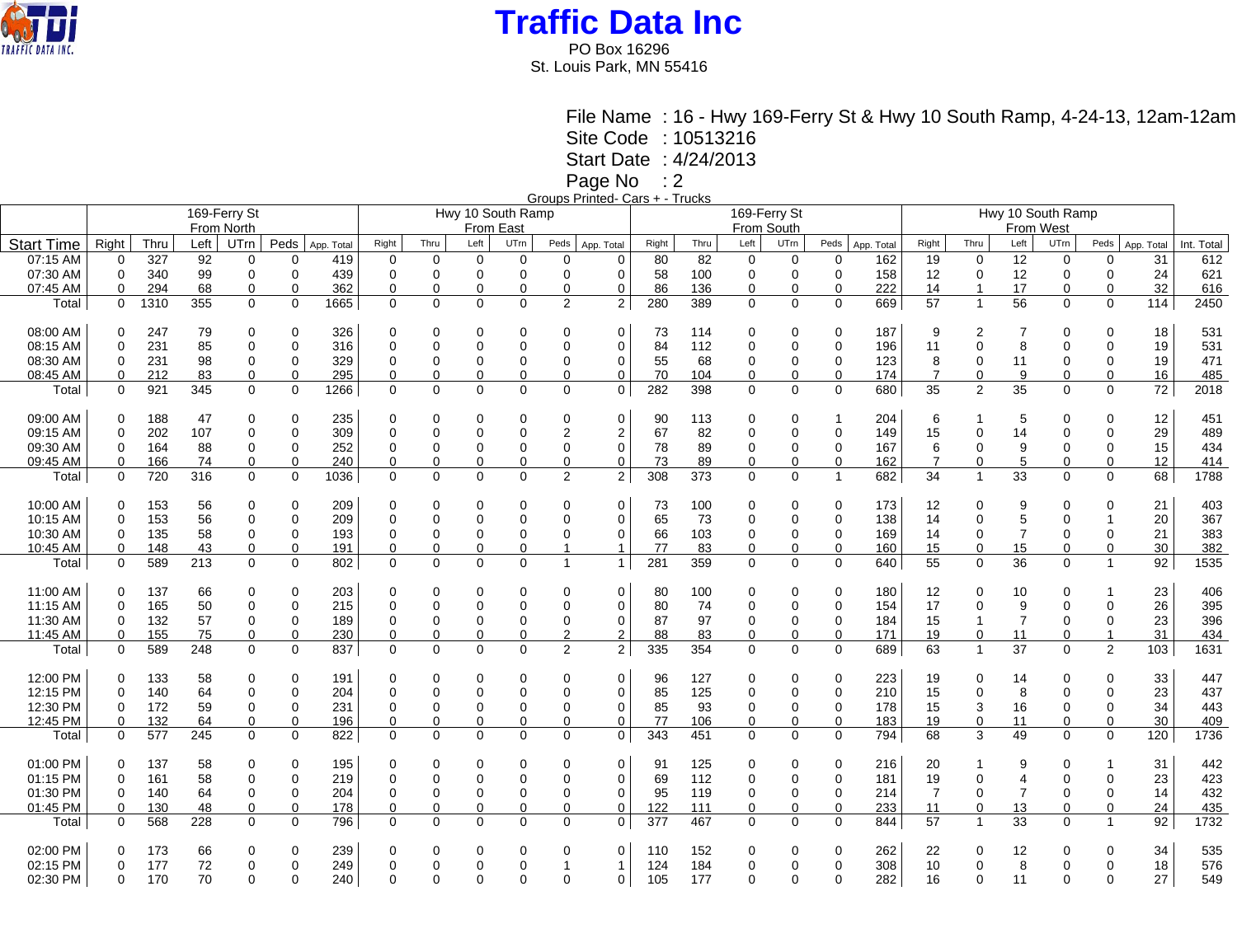# Traffic Data Inc

PO Box 16296
St. Louis Park, MN 55416

File Name : 16 - Hwy 169-Ferry St & Hwy 10 South Ramp, 4-24-13, 12am-12am
Site Code : 10513216
Start Date : 4/24/2013
Page No : 2

Groups Printed- Cars + - Trucks

| | 169-Ferry St From North | | | | | | Hwy 10 South Ramp From East | | | | | | 169-Ferry St From South | | | | | | Hwy 10 South Ramp From West | | | | | | |
|---|---|---|---|---|---|---|---|---|---|---|---|---|---|---|---|---|---|---|---|---|---|---|---|---|---|
| Start Time | Right | Thru | Left | UTrn | Peds | App. Total | Right | Thru | Left | UTrn | Peds | App. Total | Right | Thru | Left | UTrn | Peds | App. Total | Right | Thru | Left | UTrn | Peds | App. Total | Int. Total |
| 07:15 AM | 0 | 327 | 92 | 0 | 0 | 419 | 0 | 0 | 0 | 0 | 0 | 0 | 80 | 82 | 0 | 0 | 0 | 162 | 19 | 0 | 12 | 0 | 0 | 31 | 612 |
| 07:30 AM | 0 | 340 | 99 | 0 | 0 | 439 | 0 | 0 | 0 | 0 | 0 | 0 | 58 | 100 | 0 | 0 | 0 | 158 | 12 | 0 | 12 | 0 | 0 | 24 | 621 |
| 07:45 AM | 0 | 294 | 68 | 0 | 0 | 362 | 0 | 0 | 0 | 0 | 0 | 0 | 86 | 136 | 0 | 0 | 0 | 222 | 14 | 1 | 17 | 0 | 0 | 32 | 616 |
| Total | 0 | 1310 | 355 | 0 | 0 | 1665 | 0 | 0 | 0 | 0 | 2 | 2 | 280 | 389 | 0 | 0 | 0 | 669 | 57 | 1 | 56 | 0 | 0 | 114 | 2450 |
| 08:00 AM | 0 | 247 | 79 | 0 | 0 | 326 | 0 | 0 | 0 | 0 | 0 | 0 | 73 | 114 | 0 | 0 | 0 | 187 | 9 | 2 | 7 | 0 | 0 | 18 | 531 |
| 08:15 AM | 0 | 231 | 85 | 0 | 0 | 316 | 0 | 0 | 0 | 0 | 0 | 0 | 84 | 112 | 0 | 0 | 0 | 196 | 11 | 0 | 8 | 0 | 0 | 19 | 531 |
| 08:30 AM | 0 | 231 | 98 | 0 | 0 | 329 | 0 | 0 | 0 | 0 | 0 | 0 | 55 | 68 | 0 | 0 | 0 | 123 | 8 | 0 | 11 | 0 | 0 | 19 | 471 |
| 08:45 AM | 0 | 212 | 83 | 0 | 0 | 295 | 0 | 0 | 0 | 0 | 0 | 0 | 70 | 104 | 0 | 0 | 0 | 174 | 7 | 0 | 9 | 0 | 0 | 16 | 485 |
| Total | 0 | 921 | 345 | 0 | 0 | 1266 | 0 | 0 | 0 | 0 | 0 | 0 | 282 | 398 | 0 | 0 | 0 | 680 | 35 | 2 | 35 | 0 | 0 | 72 | 2018 |
| 09:00 AM | 0 | 188 | 47 | 0 | 0 | 235 | 0 | 0 | 0 | 0 | 0 | 0 | 90 | 113 | 0 | 0 | 1 | 204 | 6 | 1 | 5 | 0 | 0 | 12 | 451 |
| 09:15 AM | 0 | 202 | 107 | 0 | 0 | 309 | 0 | 0 | 0 | 0 | 2 | 2 | 67 | 82 | 0 | 0 | 0 | 149 | 15 | 0 | 14 | 0 | 0 | 29 | 489 |
| 09:30 AM | 0 | 164 | 88 | 0 | 0 | 252 | 0 | 0 | 0 | 0 | 0 | 0 | 78 | 89 | 0 | 0 | 0 | 167 | 6 | 0 | 9 | 0 | 0 | 15 | 434 |
| 09:45 AM | 0 | 166 | 74 | 0 | 0 | 240 | 0 | 0 | 0 | 0 | 0 | 0 | 73 | 89 | 0 | 0 | 0 | 162 | 7 | 0 | 5 | 0 | 0 | 12 | 414 |
| Total | 0 | 720 | 316 | 0 | 0 | 1036 | 0 | 0 | 0 | 0 | 2 | 2 | 308 | 373 | 0 | 0 | 1 | 682 | 34 | 1 | 33 | 0 | 0 | 68 | 1788 |
| 10:00 AM | 0 | 153 | 56 | 0 | 0 | 209 | 0 | 0 | 0 | 0 | 0 | 0 | 73 | 100 | 0 | 0 | 0 | 173 | 12 | 0 | 9 | 0 | 0 | 21 | 403 |
| 10:15 AM | 0 | 153 | 56 | 0 | 0 | 209 | 0 | 0 | 0 | 0 | 0 | 0 | 65 | 73 | 0 | 0 | 0 | 138 | 14 | 0 | 5 | 0 | 1 | 20 | 367 |
| 10:30 AM | 0 | 135 | 58 | 0 | 0 | 193 | 0 | 0 | 0 | 0 | 0 | 0 | 66 | 103 | 0 | 0 | 0 | 169 | 14 | 0 | 7 | 0 | 0 | 21 | 383 |
| 10:45 AM | 0 | 148 | 43 | 0 | 0 | 191 | 0 | 0 | 0 | 0 | 1 | 1 | 77 | 83 | 0 | 0 | 0 | 160 | 15 | 0 | 15 | 0 | 0 | 30 | 382 |
| Total | 0 | 589 | 213 | 0 | 0 | 802 | 0 | 0 | 0 | 0 | 1 | 1 | 281 | 359 | 0 | 0 | 0 | 640 | 55 | 0 | 36 | 0 | 1 | 92 | 1535 |
| 11:00 AM | 0 | 137 | 66 | 0 | 0 | 203 | 0 | 0 | 0 | 0 | 0 | 0 | 80 | 100 | 0 | 0 | 0 | 180 | 12 | 0 | 10 | 0 | 1 | 23 | 406 |
| 11:15 AM | 0 | 165 | 50 | 0 | 0 | 215 | 0 | 0 | 0 | 0 | 0 | 0 | 80 | 74 | 0 | 0 | 0 | 154 | 17 | 0 | 9 | 0 | 0 | 26 | 395 |
| 11:30 AM | 0 | 132 | 57 | 0 | 0 | 189 | 0 | 0 | 0 | 0 | 0 | 0 | 87 | 97 | 0 | 0 | 0 | 184 | 15 | 1 | 7 | 0 | 0 | 23 | 396 |
| 11:45 AM | 0 | 155 | 75 | 0 | 0 | 230 | 0 | 0 | 0 | 0 | 2 | 2 | 88 | 83 | 0 | 0 | 0 | 171 | 19 | 0 | 11 | 0 | 1 | 31 | 434 |
| Total | 0 | 589 | 248 | 0 | 0 | 837 | 0 | 0 | 0 | 0 | 2 | 2 | 335 | 354 | 0 | 0 | 0 | 689 | 63 | 1 | 37 | 0 | 2 | 103 | 1631 |
| 12:00 PM | 0 | 133 | 58 | 0 | 0 | 191 | 0 | 0 | 0 | 0 | 0 | 0 | 96 | 127 | 0 | 0 | 0 | 223 | 19 | 0 | 14 | 0 | 0 | 33 | 447 |
| 12:15 PM | 0 | 140 | 64 | 0 | 0 | 204 | 0 | 0 | 0 | 0 | 0 | 0 | 85 | 125 | 0 | 0 | 0 | 210 | 15 | 0 | 8 | 0 | 0 | 23 | 437 |
| 12:30 PM | 0 | 172 | 59 | 0 | 0 | 231 | 0 | 0 | 0 | 0 | 0 | 0 | 85 | 93 | 0 | 0 | 0 | 178 | 15 | 3 | 16 | 0 | 0 | 34 | 443 |
| 12:45 PM | 0 | 132 | 64 | 0 | 0 | 196 | 0 | 0 | 0 | 0 | 0 | 0 | 77 | 106 | 0 | 0 | 0 | 183 | 19 | 0 | 11 | 0 | 0 | 30 | 409 |
| Total | 0 | 577 | 245 | 0 | 0 | 822 | 0 | 0 | 0 | 0 | 0 | 0 | 343 | 451 | 0 | 0 | 0 | 794 | 68 | 3 | 49 | 0 | 0 | 120 | 1736 |
| 01:00 PM | 0 | 137 | 58 | 0 | 0 | 195 | 0 | 0 | 0 | 0 | 0 | 0 | 91 | 125 | 0 | 0 | 0 | 216 | 20 | 1 | 9 | 0 | 1 | 31 | 442 |
| 01:15 PM | 0 | 161 | 58 | 0 | 0 | 219 | 0 | 0 | 0 | 0 | 0 | 0 | 69 | 112 | 0 | 0 | 0 | 181 | 19 | 0 | 4 | 0 | 0 | 23 | 423 |
| 01:30 PM | 0 | 140 | 64 | 0 | 0 | 204 | 0 | 0 | 0 | 0 | 0 | 0 | 95 | 119 | 0 | 0 | 0 | 214 | 7 | 0 | 7 | 0 | 0 | 14 | 432 |
| 01:45 PM | 0 | 130 | 48 | 0 | 0 | 178 | 0 | 0 | 0 | 0 | 0 | 0 | 122 | 111 | 0 | 0 | 0 | 233 | 11 | 0 | 13 | 0 | 0 | 24 | 435 |
| Total | 0 | 568 | 228 | 0 | 0 | 796 | 0 | 0 | 0 | 0 | 0 | 0 | 377 | 467 | 0 | 0 | 0 | 844 | 57 | 1 | 33 | 0 | 1 | 92 | 1732 |
| 02:00 PM | 0 | 173 | 66 | 0 | 0 | 239 | 0 | 0 | 0 | 0 | 0 | 0 | 110 | 152 | 0 | 0 | 0 | 262 | 22 | 0 | 12 | 0 | 0 | 34 | 535 |
| 02:15 PM | 0 | 177 | 72 | 0 | 0 | 249 | 0 | 0 | 0 | 0 | 1 | 1 | 124 | 184 | 0 | 0 | 0 | 308 | 10 | 0 | 8 | 0 | 0 | 18 | 576 |
| 02:30 PM | 0 | 170 | 70 | 0 | 0 | 240 | 0 | 0 | 0 | 0 | 0 | 0 | 105 | 177 | 0 | 0 | 0 | 282 | 16 | 0 | 11 | 0 | 0 | 27 | 549 |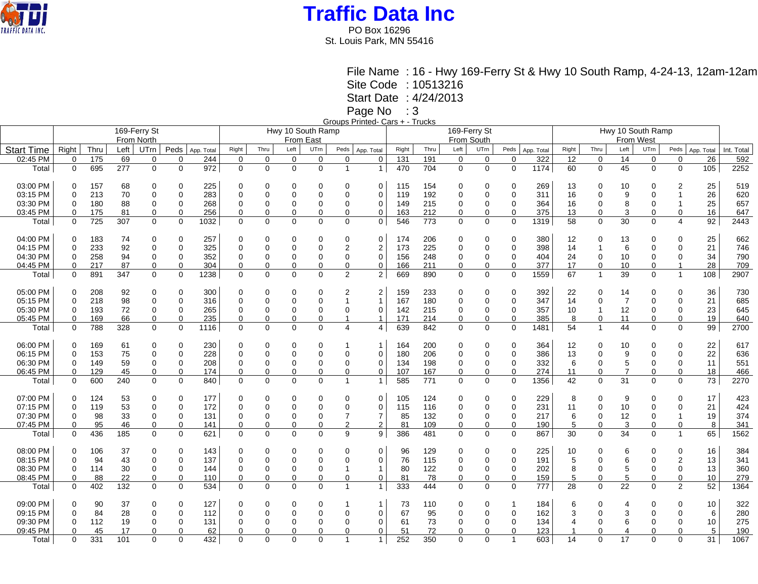# Traffic Data Inc

PO Box 16296
St. Louis Park, MN 55416

File Name : 16 - Hwy 169-Ferry St & Hwy 10 South Ramp, 4-24-13, 12am-12am
Site Code : 10513216
Start Date : 4/24/2013
Page No : 3

Groups Printed- Cars + - Trucks

| | 169-Ferry St From North | | | | | | Hwy 10 South Ramp From East | | | | | | 169-Ferry St From South | | | | | | Hwy 10 South Ramp From West | | | | | | |
|---|---|---|---|---|---|---|---|---|---|---|---|---|---|---|---|---|---|---|---|---|---|---|---|---|---|
| Start Time | Right | Thru | Left | UTrn | Peds | App. Total | Right | Thru | Left | UTrn | Peds | App. Total | Right | Thru | Left | UTrn | Peds | App. Total | Right | Thru | Left | UTrn | Peds | App. Total | Int. Total |
| 02:45 PM | 0 | 175 | 69 | 0 | 0 | 244 | 0 | 0 | 0 | 0 | 0 | 0 | 131 | 191 | 0 | 0 | 0 | 322 | 12 | 0 | 14 | 0 | 0 | 26 | 592 |
| Total | 0 | 695 | 277 | 0 | 0 | 972 | 0 | 0 | 0 | 0 | 1 | 1 | 470 | 704 | 0 | 0 | 0 | 1174 | 60 | 0 | 45 | 0 | 0 | 105 | 2252 |
| 03:00 PM | 0 | 157 | 68 | 0 | 0 | 225 | 0 | 0 | 0 | 0 | 0 | 0 | 115 | 154 | 0 | 0 | 0 | 269 | 13 | 0 | 10 | 0 | 2 | 25 | 519 |
| 03:15 PM | 0 | 213 | 70 | 0 | 0 | 283 | 0 | 0 | 0 | 0 | 0 | 0 | 119 | 192 | 0 | 0 | 0 | 311 | 16 | 0 | 9 | 0 | 1 | 26 | 620 |
| 03:30 PM | 0 | 180 | 88 | 0 | 0 | 268 | 0 | 0 | 0 | 0 | 0 | 0 | 149 | 215 | 0 | 0 | 0 | 364 | 16 | 0 | 8 | 0 | 1 | 25 | 657 |
| 03:45 PM | 0 | 175 | 81 | 0 | 0 | 256 | 0 | 0 | 0 | 0 | 0 | 0 | 163 | 212 | 0 | 0 | 0 | 375 | 13 | 0 | 3 | 0 | 0 | 16 | 647 |
| Total | 0 | 725 | 307 | 0 | 0 | 1032 | 0 | 0 | 0 | 0 | 0 | 0 | 546 | 773 | 0 | 0 | 0 | 1319 | 58 | 0 | 30 | 0 | 4 | 92 | 2443 |
| 04:00 PM | 0 | 183 | 74 | 0 | 0 | 257 | 0 | 0 | 0 | 0 | 0 | 0 | 174 | 206 | 0 | 0 | 0 | 380 | 12 | 0 | 13 | 0 | 0 | 25 | 662 |
| 04:15 PM | 0 | 233 | 92 | 0 | 0 | 325 | 0 | 0 | 0 | 0 | 2 | 2 | 173 | 225 | 0 | 0 | 0 | 398 | 14 | 1 | 6 | 0 | 0 | 21 | 746 |
| 04:30 PM | 0 | 258 | 94 | 0 | 0 | 352 | 0 | 0 | 0 | 0 | 0 | 0 | 156 | 248 | 0 | 0 | 0 | 404 | 24 | 0 | 10 | 0 | 0 | 34 | 790 |
| 04:45 PM | 0 | 217 | 87 | 0 | 0 | 304 | 0 | 0 | 0 | 0 | 0 | 0 | 166 | 211 | 0 | 0 | 0 | 377 | 17 | 0 | 10 | 0 | 1 | 28 | 709 |
| Total | 0 | 891 | 347 | 0 | 0 | 1238 | 0 | 0 | 0 | 0 | 2 | 2 | 669 | 890 | 0 | 0 | 0 | 1559 | 67 | 1 | 39 | 0 | 1 | 108 | 2907 |
| 05:00 PM | 0 | 208 | 92 | 0 | 0 | 300 | 0 | 0 | 0 | 0 | 2 | 2 | 159 | 233 | 0 | 0 | 0 | 392 | 22 | 0 | 14 | 0 | 0 | 36 | 730 |
| 05:15 PM | 0 | 218 | 98 | 0 | 0 | 316 | 0 | 0 | 0 | 0 | 1 | 1 | 167 | 180 | 0 | 0 | 0 | 347 | 14 | 0 | 7 | 0 | 0 | 21 | 685 |
| 05:30 PM | 0 | 193 | 72 | 0 | 0 | 265 | 0 | 0 | 0 | 0 | 0 | 0 | 142 | 215 | 0 | 0 | 0 | 357 | 10 | 1 | 12 | 0 | 0 | 23 | 645 |
| 05:45 PM | 0 | 169 | 66 | 0 | 0 | 235 | 0 | 0 | 0 | 0 | 1 | 1 | 171 | 214 | 0 | 0 | 0 | 385 | 8 | 0 | 11 | 0 | 0 | 19 | 640 |
| Total | 0 | 788 | 328 | 0 | 0 | 1116 | 0 | 0 | 0 | 0 | 4 | 4 | 639 | 842 | 0 | 0 | 0 | 1481 | 54 | 1 | 44 | 0 | 0 | 99 | 2700 |
| 06:00 PM | 0 | 169 | 61 | 0 | 0 | 230 | 0 | 0 | 0 | 0 | 1 | 1 | 164 | 200 | 0 | 0 | 0 | 364 | 12 | 0 | 10 | 0 | 0 | 22 | 617 |
| 06:15 PM | 0 | 153 | 75 | 0 | 0 | 228 | 0 | 0 | 0 | 0 | 0 | 0 | 180 | 206 | 0 | 0 | 0 | 386 | 13 | 0 | 9 | 0 | 0 | 22 | 636 |
| 06:30 PM | 0 | 149 | 59 | 0 | 0 | 208 | 0 | 0 | 0 | 0 | 0 | 0 | 134 | 198 | 0 | 0 | 0 | 332 | 6 | 0 | 5 | 0 | 0 | 11 | 551 |
| 06:45 PM | 0 | 129 | 45 | 0 | 0 | 174 | 0 | 0 | 0 | 0 | 0 | 0 | 107 | 167 | 0 | 0 | 0 | 274 | 11 | 0 | 7 | 0 | 0 | 18 | 466 |
| Total | 0 | 600 | 240 | 0 | 0 | 840 | 0 | 0 | 0 | 0 | 1 | 1 | 585 | 771 | 0 | 0 | 0 | 1356 | 42 | 0 | 31 | 0 | 0 | 73 | 2270 |
| 07:00 PM | 0 | 124 | 53 | 0 | 0 | 177 | 0 | 0 | 0 | 0 | 0 | 0 | 105 | 124 | 0 | 0 | 0 | 229 | 8 | 0 | 9 | 0 | 0 | 17 | 423 |
| 07:15 PM | 0 | 119 | 53 | 0 | 0 | 172 | 0 | 0 | 0 | 0 | 0 | 0 | 115 | 116 | 0 | 0 | 0 | 231 | 11 | 0 | 10 | 0 | 0 | 21 | 424 |
| 07:30 PM | 0 | 98 | 33 | 0 | 0 | 131 | 0 | 0 | 0 | 0 | 7 | 7 | 85 | 132 | 0 | 0 | 0 | 217 | 6 | 0 | 12 | 0 | 1 | 19 | 374 |
| 07:45 PM | 0 | 95 | 46 | 0 | 0 | 141 | 0 | 0 | 0 | 0 | 2 | 2 | 81 | 109 | 0 | 0 | 0 | 190 | 5 | 0 | 3 | 0 | 0 | 8 | 341 |
| Total | 0 | 436 | 185 | 0 | 0 | 621 | 0 | 0 | 0 | 0 | 9 | 9 | 386 | 481 | 0 | 0 | 0 | 867 | 30 | 0 | 34 | 0 | 1 | 65 | 1562 |
| 08:00 PM | 0 | 106 | 37 | 0 | 0 | 143 | 0 | 0 | 0 | 0 | 0 | 0 | 96 | 129 | 0 | 0 | 0 | 225 | 10 | 0 | 6 | 0 | 0 | 16 | 384 |
| 08:15 PM | 0 | 94 | 43 | 0 | 0 | 137 | 0 | 0 | 0 | 0 | 0 | 0 | 76 | 115 | 0 | 0 | 0 | 191 | 5 | 0 | 6 | 0 | 2 | 13 | 341 |
| 08:30 PM | 0 | 114 | 30 | 0 | 0 | 144 | 0 | 0 | 0 | 0 | 1 | 1 | 80 | 122 | 0 | 0 | 0 | 202 | 8 | 0 | 5 | 0 | 0 | 13 | 360 |
| 08:45 PM | 0 | 88 | 22 | 0 | 0 | 110 | 0 | 0 | 0 | 0 | 0 | 0 | 81 | 78 | 0 | 0 | 0 | 159 | 5 | 0 | 5 | 0 | 0 | 10 | 279 |
| Total | 0 | 402 | 132 | 0 | 0 | 534 | 0 | 0 | 0 | 0 | 1 | 1 | 333 | 444 | 0 | 0 | 0 | 777 | 28 | 0 | 22 | 0 | 2 | 52 | 1364 |
| 09:00 PM | 0 | 90 | 37 | 0 | 0 | 127 | 0 | 0 | 0 | 0 | 1 | 1 | 73 | 110 | 0 | 0 | 1 | 184 | 6 | 0 | 4 | 0 | 0 | 10 | 322 |
| 09:15 PM | 0 | 84 | 28 | 0 | 0 | 112 | 0 | 0 | 0 | 0 | 0 | 0 | 67 | 95 | 0 | 0 | 0 | 162 | 3 | 0 | 3 | 0 | 0 | 6 | 280 |
| 09:30 PM | 0 | 112 | 19 | 0 | 0 | 131 | 0 | 0 | 0 | 0 | 0 | 0 | 61 | 73 | 0 | 0 | 0 | 134 | 4 | 0 | 6 | 0 | 0 | 10 | 275 |
| 09:45 PM | 0 | 45 | 17 | 0 | 0 | 62 | 0 | 0 | 0 | 0 | 0 | 0 | 51 | 72 | 0 | 0 | 0 | 123 | 1 | 0 | 4 | 0 | 0 | 5 | 190 |
| Total | 0 | 331 | 101 | 0 | 0 | 432 | 0 | 0 | 0 | 0 | 1 | 1 | 252 | 350 | 0 | 0 | 1 | 603 | 14 | 0 | 17 | 0 | 0 | 31 | 1067 |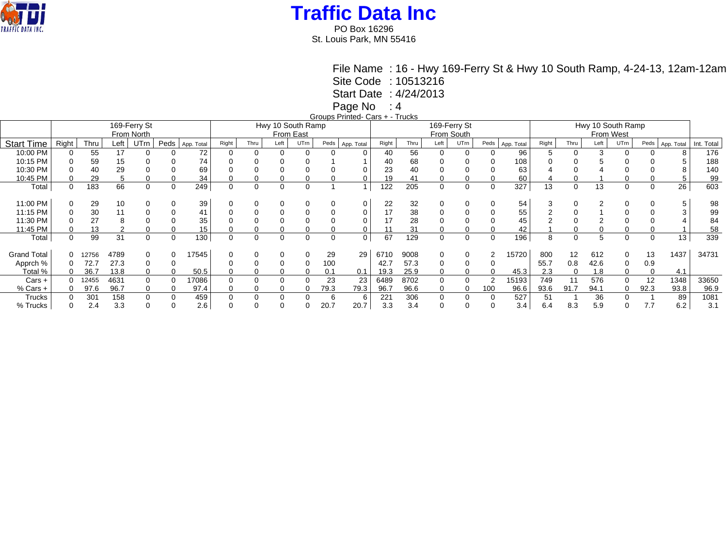# Traffic Data Inc

PO Box 16296
St. Louis Park, MN 55416

File Name : 16 - Hwy 169-Ferry St & Hwy 10 South Ramp, 4-24-13, 12am-12am
Site Code : 10513216
Start Date : 4/24/2013
Page No : 4

Groups Printed- Cars + - Trucks

| | 169-Ferry St From North | | | | | | Hwy 10 South Ramp From East | | | | | | 169-Ferry St From South | | | | | | Hwy 10 South Ramp From West | | | | | | |
|---|---|---|---|---|---|---|---|---|---|---|---|---|---|---|---|---|---|---|---|---|---|---|---|---|---|
| Start Time | Right | Thru | Left | UTrn | Peds | App. Total | Right | Thru | Left | UTrn | Peds | App. Total | Right | Thru | Left | UTrn | Peds | App. Total | Right | Thru | Left | UTrn | Peds | App. Total | Int. Total |
| 10:00 PM | 0 | 55 | 17 | 0 | 0 | 72 | 0 | 0 | 0 | 0 | 0 | 0 | 40 | 56 | 0 | 0 | 0 | 96 | 5 | 0 | 3 | 0 | 0 | 8 | 176 |
| 10:15 PM | 0 | 59 | 15 | 0 | 0 | 74 | 0 | 0 | 0 | 0 | 1 | 1 | 40 | 68 | 0 | 0 | 0 | 108 | 0 | 0 | 5 | 0 | 0 | 5 | 188 |
| 10:30 PM | 0 | 40 | 29 | 0 | 0 | 69 | 0 | 0 | 0 | 0 | 0 | 0 | 23 | 40 | 0 | 0 | 0 | 63 | 4 | 0 | 4 | 0 | 0 | 8 | 140 |
| 10:45 PM | 0 | 29 | 5 | 0 | 0 | 34 | 0 | 0 | 0 | 0 | 0 | 0 | 19 | 41 | 0 | 0 | 0 | 60 | 4 | 0 | 1 | 0 | 0 | 5 | 99 |
| Total | 0 | 183 | 66 | 0 | 0 | 249 | 0 | 0 | 0 | 0 | 1 | 1 | 122 | 205 | 0 | 0 | 0 | 327 | 13 | 0 | 13 | 0 | 0 | 26 | 603 |
| | | | | | | | | | | | | | | | | | | | | | | | | | |
| 11:00 PM | 0 | 29 | 10 | 0 | 0 | 39 | 0 | 0 | 0 | 0 | 0 | 0 | 22 | 32 | 0 | 0 | 0 | 54 | 3 | 0 | 2 | 0 | 0 | 5 | 98 |
| 11:15 PM | 0 | 30 | 11 | 0 | 0 | 41 | 0 | 0 | 0 | 0 | 0 | 0 | 17 | 38 | 0 | 0 | 0 | 55 | 2 | 0 | 1 | 0 | 0 | 3 | 99 |
| 11:30 PM | 0 | 27 | 8 | 0 | 0 | 35 | 0 | 0 | 0 | 0 | 0 | 0 | 17 | 28 | 0 | 0 | 0 | 45 | 2 | 0 | 2 | 0 | 0 | 4 | 84 |
| 11:45 PM | 0 | 13 | 2 | 0 | 0 | 15 | 0 | 0 | 0 | 0 | 0 | 0 | 11 | 31 | 0 | 0 | 0 | 42 | 1 | 0 | 0 | 0 | 0 | 1 | 58 |
| Total | 0 | 99 | 31 | 0 | 0 | 130 | 0 | 0 | 0 | 0 | 0 | 0 | 67 | 129 | 0 | 0 | 0 | 196 | 8 | 0 | 5 | 0 | 0 | 13 | 339 |
| | | | | | | | | | | | | | | | | | | | | | | | | | |
| Grand Total | 0 | 12756 | 4789 | 0 | 0 | 17545 | 0 | 0 | 0 | 0 | 29 | 29 | 6710 | 9008 | 0 | 0 | 2 | 15720 | 800 | 12 | 612 | 0 | 13 | 1437 | 34731 |
| Apprch % | 0 | 72.7 | 27.3 | 0 | 0 | | 0 | 0 | 0 | 0 | 100 | | 42.7 | 57.3 | 0 | 0 | 0 | | 55.7 | 0.8 | 42.6 | 0 | 0.9 | | |
| Total % | 0 | 36.7 | 13.8 | 0 | 0 | 50.5 | 0 | 0 | 0 | 0 | 0.1 | 0.1 | 19.3 | 25.9 | 0 | 0 | 0 | 45.3 | 2.3 | 0 | 1.8 | 0 | 0 | 4.1 | |
| Cars + | 0 | 12455 | 4631 | 0 | 0 | 17086 | 0 | 0 | 0 | 0 | 23 | 23 | 6489 | 8702 | 0 | 0 | 2 | 15193 | 749 | 11 | 576 | 0 | 12 | 1348 | 33650 |
| % Cars + | 0 | 97.6 | 96.7 | 0 | 0 | 97.4 | 0 | 0 | 0 | 0 | 79.3 | 79.3 | 96.7 | 96.6 | 0 | 0 | 100 | 96.6 | 93.6 | 91.7 | 94.1 | 0 | 92.3 | 93.8 | 96.9 |
| Trucks | 0 | 301 | 158 | 0 | 0 | 459 | 0 | 0 | 0 | 0 | 6 | 6 | 221 | 306 | 0 | 0 | 0 | 527 | 51 | 1 | 36 | 0 | 1 | 89 | 1081 |
| % Trucks | 0 | 2.4 | 3.3 | 0 | 0 | 2.6 | 0 | 0 | 0 | 0 | 20.7 | 20.7 | 3.3 | 3.4 | 0 | 0 | 0 | 3.4 | 6.4 | 8.3 | 5.9 | 0 | 7.7 | 6.2 | 3.1 |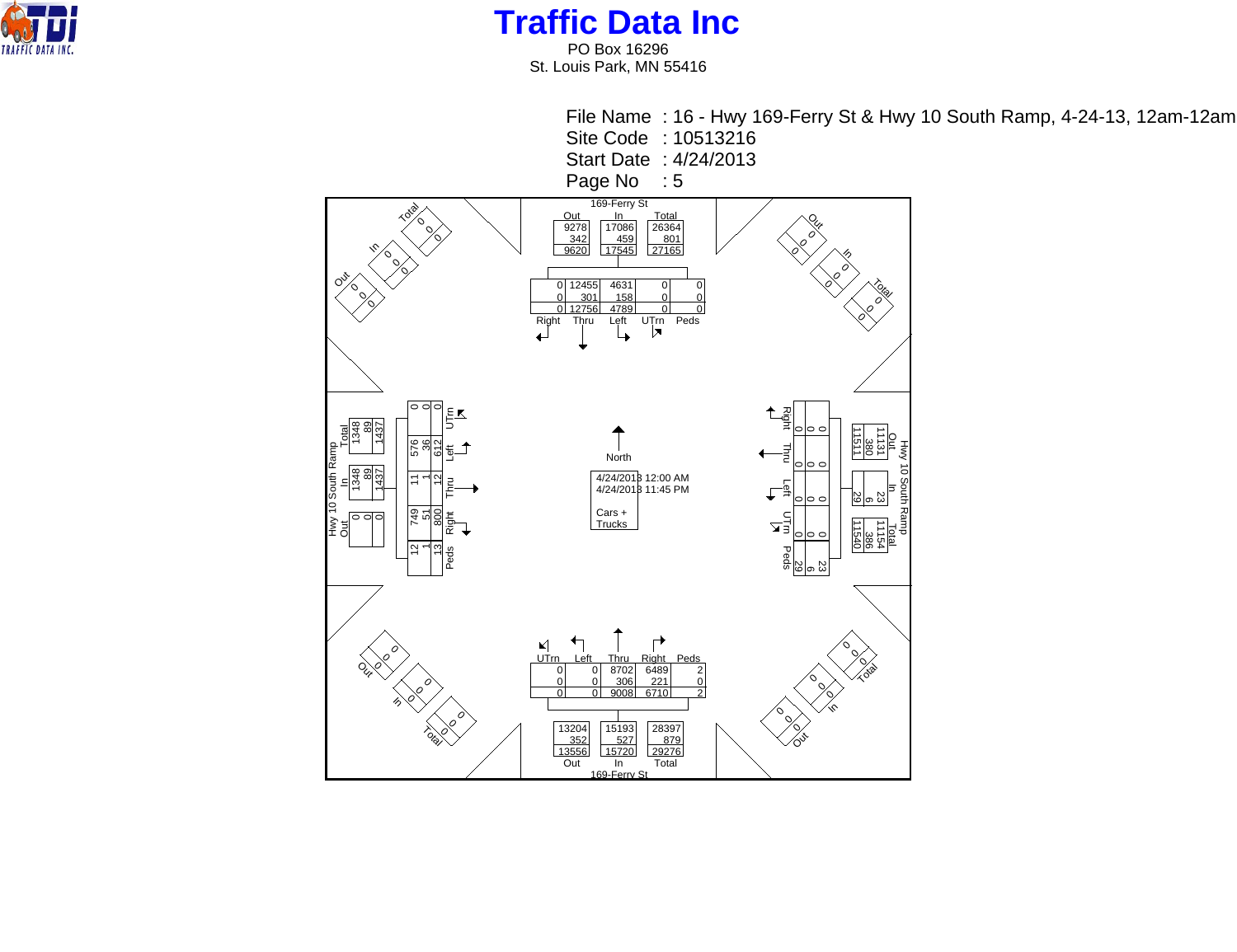# Traffic Data Inc

PO Box 16296
St. Louis Park, MN 55416

File Name : 16 - Hwy 169-Ferry St & Hwy 10 South Ramp, 4-24-13, 12am-12am
Site Code : 10513216
Start Date : 4/24/2013
Page No : 5

4/24/2013 12:00 AM
4/24/2013 11:45 PM

Cars +
Trucks

North

## 169-Ferry St (North Approach)

| | Out | In | Total |
|---|---|---|---|
| | 9278 | 17086 | 26364 |
| | 342 | 459 | 801 |
| | 9620 | 17545 | 27165 |

| Right | Thru | Left | UTrn | Peds |
|---|---|---|---|---|
| 0 | 12455 | 4631 | 0 | 0 |
| 0 | 301 | 158 | 0 | 0 |
| 0 | 12756 | 4789 | 0 | 0 |

## 169-Ferry St (South Approach)

| UTrn | Left | Thru | Right | Peds |
|---|---|---|---|---|
| 0 | 0 | 8702 | 6489 | 2 |
| 0 | 0 | 306 | 221 | 0 |
| 0 | 0 | 9008 | 6710 | 2 |

| | Out | In | Total |
|---|---|---|---|
| | 13204 | 15193 | 28397 |
| | 352 | 527 | 879 |
| | 13556 | 15720 | 29276 |

## Hwy 10 South Ramp (West Approach)

| | Out | In | Total |
|---|---|---|---|
| | 0 | 1348 | 1348 |
| | 0 | 89 | 89 |
| | 0 | 1437 | 1437 |

| UTrn | Left | Thru | Right | Peds |
|---|---|---|---|---|
| 0 | 576 | 11 | 749 | 12 |
| 0 | 36 | 1 | 51 | 1 |
| 0 | 612 | 12 | 800 | 13 |

## Hwy 10 South Ramp (East Approach)

| | Out | In | Total |
|---|---|---|---|
| | 11131 | 23 | 11154 |
| | 380 | 6 | 386 |
| | 11511 | 29 | 11540 |

| Right | Thru | Left | UTrn | Peds |
|---|---|---|---|---|
| 0 | 0 | 0 | 0 | 23 |
| 0 | 0 | 0 | 0 | 6 |
| 0 | 0 | 0 | 0 | 29 |

## Diagonal (Corner) Legs

| Corner | Out | In | Total |
|---|---|---|---|
| Northwest | 0 / 0 / 0 | 0 / 0 / 0 | 0 / 0 / 0 |
| Northeast | 0 / 0 / 0 | 0 / 0 / 0 | 0 / 0 / 0 |
| Southwest | 0 / 0 / 0 | 0 / 0 / 0 | 0 / 0 / 0 |
| Southeast | 0 / 0 / 0 | 0 / 0 / 0 | 0 / 0 / 0 |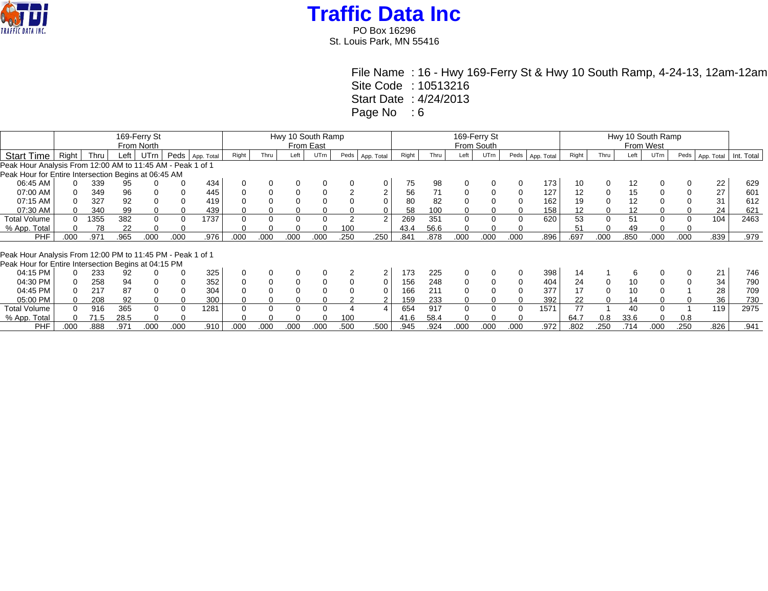# Traffic Data Inc

PO Box 16296
St. Louis Park, MN 55416

File Name : 16 - Hwy 169-Ferry St & Hwy 10 South Ramp, 4-24-13, 12am-12am
Site Code : 10513216
Start Date : 4/24/2013
Page No : 6

| | 169-Ferry St From North | | | | | | Hwy 10 South Ramp From East | | | | | | 169-Ferry St From South | | | | | | Hwy 10 South Ramp From West | | | | | | |
|---|---|---|---|---|---|---|---|---|---|---|---|---|---|---|---|---|---|---|---|---|---|---|---|---|---|
| Start Time | Right | Thru | Left | UTrn | Peds | App. Total | Right | Thru | Left | UTrn | Peds | App. Total | Right | Thru | Left | UTrn | Peds | App. Total | Right | Thru | Left | UTrn | Peds | App. Total | Int. Total |
| Peak Hour Analysis From 12:00 AM to 11:45 AM - Peak 1 of 1 | | | | | | | | | | | | | | | | | | | | | | | | | |
| Peak Hour for Entire Intersection Begins at 06:45 AM | | | | | | | | | | | | | | | | | | | | | | | | | |
| 06:45 AM | 0 | 339 | 95 | 0 | 0 | 434 | 0 | 0 | 0 | 0 | 0 | 0 | 75 | 98 | 0 | 0 | 0 | 173 | 10 | 0 | 12 | 0 | 0 | 22 | 629 |
| 07:00 AM | 0 | 349 | 96 | 0 | 0 | 445 | 0 | 0 | 0 | 0 | 2 | 2 | 56 | 71 | 0 | 0 | 0 | 127 | 12 | 0 | 15 | 0 | 0 | 27 | 601 |
| 07:15 AM | 0 | 327 | 92 | 0 | 0 | 419 | 0 | 0 | 0 | 0 | 0 | 0 | 80 | 82 | 0 | 0 | 0 | 162 | 19 | 0 | 12 | 0 | 0 | 31 | 612 |
| 07:30 AM | 0 | 340 | 99 | 0 | 0 | 439 | 0 | 0 | 0 | 0 | 0 | 0 | 58 | 100 | 0 | 0 | 0 | 158 | 12 | 0 | 12 | 0 | 0 | 24 | 621 |
| Total Volume | 0 | 1355 | 382 | 0 | 0 | 1737 | 0 | 0 | 0 | 0 | 2 | 2 | 269 | 351 | 0 | 0 | 0 | 620 | 53 | 0 | 51 | 0 | 0 | 104 | 2463 |
| % App. Total | 0 | 78 | 22 | 0 | 0 | | 0 | 0 | 0 | 0 | 100 | | 43.4 | 56.6 | 0 | 0 | 0 | | 51 | 0 | 49 | 0 | 0 | | |
| PHF | .000 | .971 | .965 | .000 | .000 | .976 | .000 | .000 | .000 | .000 | .250 | .250 | .841 | .878 | .000 | .000 | .000 | .896 | .697 | .000 | .850 | .000 | .000 | .839 | .979 |
| Peak Hour Analysis From 12:00 PM to 11:45 PM - Peak 1 of 1 | | | | | | | | | | | | | | | | | | | | | | | | | |
| Peak Hour for Entire Intersection Begins at 04:15 PM | | | | | | | | | | | | | | | | | | | | | | | | | |
| 04:15 PM | 0 | 233 | 92 | 0 | 0 | 325 | 0 | 0 | 0 | 0 | 2 | 2 | 173 | 225 | 0 | 0 | 0 | 398 | 14 | 1 | 6 | 0 | 0 | 21 | 746 |
| 04:30 PM | 0 | 258 | 94 | 0 | 0 | 352 | 0 | 0 | 0 | 0 | 0 | 0 | 156 | 248 | 0 | 0 | 0 | 404 | 24 | 0 | 10 | 0 | 0 | 34 | 790 |
| 04:45 PM | 0 | 217 | 87 | 0 | 0 | 304 | 0 | 0 | 0 | 0 | 0 | 0 | 166 | 211 | 0 | 0 | 0 | 377 | 17 | 0 | 10 | 0 | 1 | 28 | 709 |
| 05:00 PM | 0 | 208 | 92 | 0 | 0 | 300 | 0 | 0 | 0 | 0 | 2 | 2 | 159 | 233 | 0 | 0 | 0 | 392 | 22 | 0 | 14 | 0 | 0 | 36 | 730 |
| Total Volume | 0 | 916 | 365 | 0 | 0 | 1281 | 0 | 0 | 0 | 0 | 4 | 4 | 654 | 917 | 0 | 0 | 0 | 1571 | 77 | 1 | 40 | 0 | 1 | 119 | 2975 |
| % App. Total | 0 | 71.5 | 28.5 | 0 | 0 | | 0 | 0 | 0 | 0 | 100 | | 41.6 | 58.4 | 0 | 0 | 0 | | 64.7 | 0.8 | 33.6 | 0 | 0.8 | | |
| PHF | .000 | .888 | .971 | .000 | .000 | .910 | .000 | .000 | .000 | .000 | .500 | .500 | .945 | .924 | .000 | .000 | .000 | .972 | .802 | .250 | .714 | .000 | .250 | .826 | .941 |